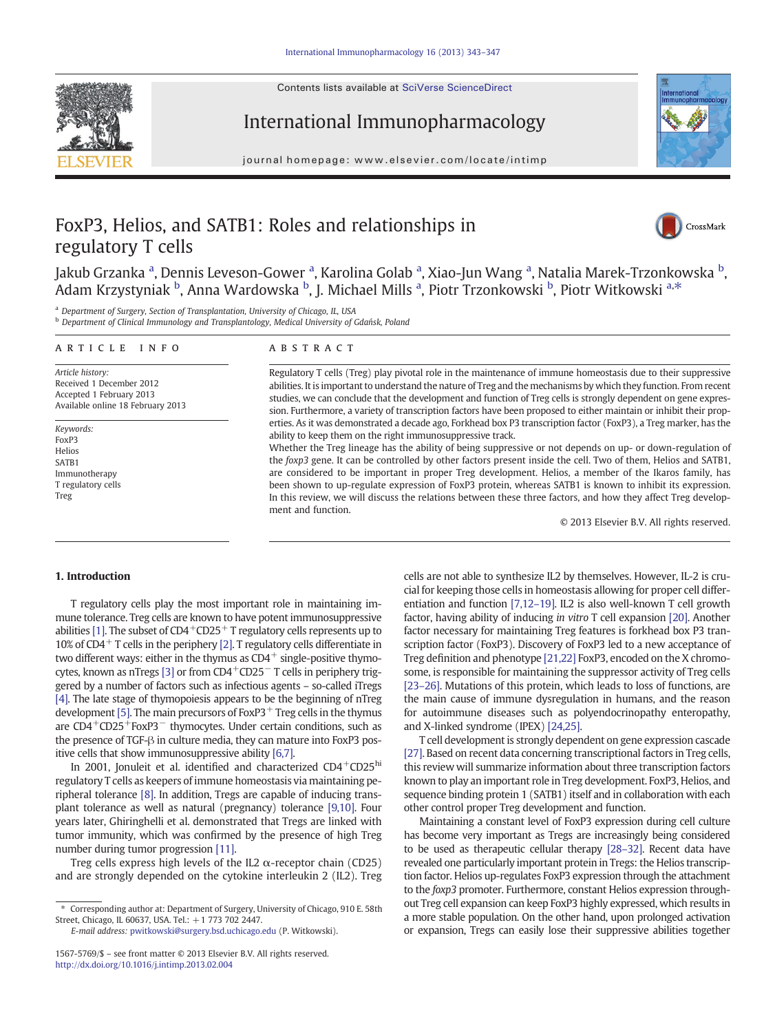# FoxP3, Helios, and SATB1: Roles and relationships in regulatory T cells

Jakub Grzanka [a], Dennis Leveson-Gower [a], Karolina Golab [a], Xiao-Jun Wang [a], Natalia Marek-Trzonkowska [b], Adam Krzystyniak [b], Anna Wardowska [b], J. Michael Mills [a], Piotr Trzonkowski [b], Piotr Witkowski [a,*]

[a] Department of Surgery, Section of Transplantation, University of Chicago, IL, USA
[b] Department of Clinical Immunology and Transplantology, Medical University of Gdańsk, Poland

## ARTICLE INFO

*Article history:*
Received 1 December 2012
Accepted 1 February 2013
Available online 18 February 2013

*Keywords:*
FoxP3
Helios
SATB1
Immunotherapy
T regulatory cells
Treg

## ABSTRACT

Regulatory T cells (Treg) play pivotal role in the maintenance of immune homeostasis due to their suppressive abilities. It is important to understand the nature of Treg and the mechanisms by which they function. From recent studies, we can conclude that the development and function of Treg cells is strongly dependent on gene expression. Furthermore, a variety of transcription factors have been proposed to either maintain or inhibit their properties. As it was demonstrated a decade ago, Forkhead box P3 transcription factor (FoxP3), a Treg marker, has the ability to keep them on the right immunosuppressive track.

Whether the Treg lineage has the ability of being suppressive or not depends on up- or down-regulation of the *foxp3* gene. It can be controlled by other factors present inside the cell. Two of them, Helios and SATB1, are considered to be important in proper Treg development. Helios, a member of the Ikaros family, has been shown to up-regulate expression of FoxP3 protein, whereas SATB1 is known to inhibit its expression. In this review, we will discuss the relations between these three factors, and how they affect Treg development and function.

© 2013 Elsevier B.V. All rights reserved.

## 1. Introduction

T regulatory cells play the most important role in maintaining immune tolerance. Treg cells are known to have potent immunosuppressive abilities [1]. The subset of $CD4^+CD25^+$ T regulatory cells represents up to 10% of $CD4^+$ T cells in the periphery [2]. T regulatory cells differentiate in two different ways: either in the thymus as $CD4^+$ single-positive thymocytes, known as nTregs [3] or from $CD4^+CD25^-$ T cells in periphery triggered by a number of factors such as infectious agents – so-called iTregs [4]. The late stage of thymopoiesis appears to be the beginning of nTreg development [5]. The main precursors of $FoxP3^+$ Treg cells in the thymus are $CD4^+CD25^+FoxP3^-$ thymocytes. Under certain conditions, such as the presence of TGF-β in culture media, they can mature into FoxP3 positive cells that show immunosuppressive ability [6,7].

In 2001, Jonuleit et al. identified and characterized $CD4^+CD25^{hi}$ regulatory T cells as keepers of immune homeostasis via maintaining peripheral tolerance [8]. In addition, Tregs are capable of inducing transplant tolerance as well as natural (pregnancy) tolerance [9,10]. Four years later, Ghiringhelli et al. demonstrated that Tregs are linked with tumor immunity, which was confirmed by the presence of high Treg number during tumor progression [11].

Treg cells express high levels of the IL2 α-receptor chain (CD25) and are strongly depended on the cytokine interleukin 2 (IL2). Treg cells are not able to synthesize IL2 by themselves. However, IL-2 is crucial for keeping those cells in homeostasis allowing for proper cell differentiation and function [7,12–19]. IL2 is also well-known T cell growth factor, having ability of inducing *in vitro* T cell expansion [20]. Another factor necessary for maintaining Treg features is forkhead box P3 transcription factor (FoxP3). Discovery of FoxP3 led to a new acceptance of Treg definition and phenotype [21,22] FoxP3, encoded on the X chromosome, is responsible for maintaining the suppressor activity of Treg cells [23–26]. Mutations of this protein, which leads to loss of functions, are the main cause of immune dysregulation in humans, and the reason for autoimmune diseases such as polyendocrinopathy enteropathy, and X-linked syndrome (IPEX) [24,25].

T cell development is strongly dependent on gene expression cascade [27]. Based on recent data concerning transcriptional factors in Treg cells, this review will summarize information about three transcription factors known to play an important role in Treg development. FoxP3, Helios, and sequence binding protein 1 (SATB1) itself and in collaboration with each other control proper Treg development and function.

Maintaining a constant level of FoxP3 expression during cell culture has become very important as Tregs are increasingly being considered to be used as therapeutic cellular therapy [28–32]. Recent data have revealed one particularly important protein in Tregs: the Helios transcription factor. Helios up-regulates FoxP3 expression through the attachment to the *foxp3* promoter. Furthermore, constant Helios expression throughout Treg cell expansion can keep FoxP3 highly expressed, which results in a more stable population. On the other hand, upon prolonged activation or expansion, Tregs can easily lose their suppressive abilities together

* Corresponding author at: Department of Surgery, University of Chicago, 910 E. 58th Street, Chicago, IL 60637, USA. Tel.: +1 773 702 2447.
E-mail address: pwitkowski@surgery.bsd.uchicago.edu (P. Witkowski).

1567-5769/$ – see front matter © 2013 Elsevier B.V. All rights reserved.
http://dx.doi.org/10.1016/j.intimp.2013.02.004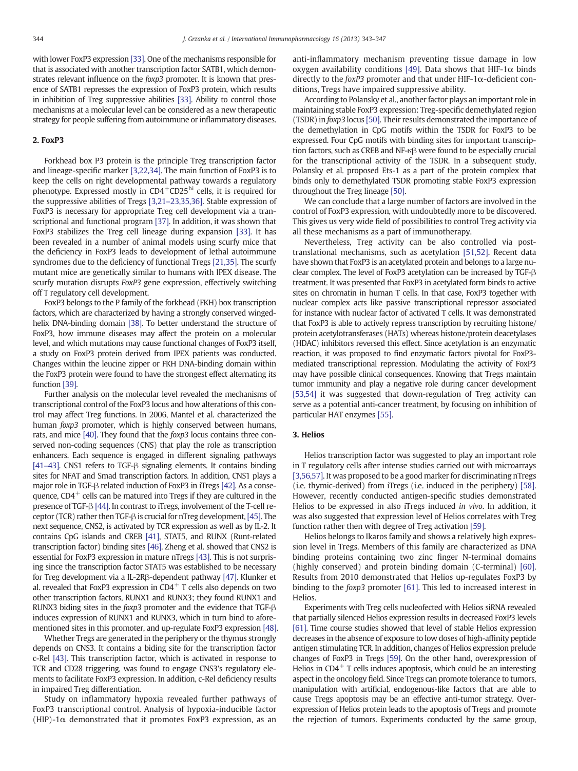with lower FoxP3 expression [33]. One of the mechanisms responsible for that is associated with another transcription factor SATB1, which demonstrates relevant influence on the *foxp3* promoter. It is known that presence of SATB1 represses the expression of FoxP3 protein, which results in inhibition of Treg suppressive abilities [33]. Ability to control those mechanisms at a molecular level can be considered as a new therapeutic strategy for people suffering from autoimmune or inflammatory diseases.

## 2. FoxP3

Forkhead box P3 protein is the principle Treg transcription factor and lineage-specific marker [3,22,34]. The main function of FoxP3 is to keep the cells on right developmental pathway towards a regulatory phenotype. Expressed mostly in $CD4^+CD25^{hi}$ cells, it is required for the suppressive abilities of Tregs [3,21–23,35,36]. Stable expression of FoxP3 is necessary for appropriate Treg cell development via a transcriptional and functional program [37]. In addition, it was shown that FoxP3 stabilizes the Treg cell lineage during expansion [33]. It has been revealed in a number of animal models using scurfy mice that the deficiency in FoxP3 leads to development of lethal autoimmune syndromes due to the deficiency of functional Tregs [21,35]. The scurfy mutant mice are genetically similar to humans with IPEX disease. The scurfy mutation disrupts *FoxP3* gene expression, effectively switching off T regulatory cell development.

FoxP3 belongs to the P family of the forkhead (FKH) box transcription factors, which are characterized by having a strongly conserved winged-helix DNA-binding domain [38]. To better understand the structure of FoxP3, how immune diseases may affect the protein on a molecular level, and which mutations may cause functional changes of FoxP3 itself, a study on FoxP3 protein derived from IPEX patients was conducted. Changes within the leucine zipper or FKH DNA-binding domain within the FoxP3 protein were found to have the strongest effect alternating its function [39].

Further analysis on the molecular level revealed the mechanisms of transcriptional control of the FoxP3 locus and how alterations of this control may affect Treg functions. In 2006, Mantel et al. characterized the human *foxp3* promoter, which is highly conserved between humans, rats, and mice [40]. They found that the *foxp3* locus contains three conserved non-coding sequences (CNS) that play the role as transcription enhancers. Each sequence is engaged in different signaling pathways [41–43]. CNS1 refers to TGF-β signaling elements. It contains binding sites for NFAT and Smad transcription factors. In addition, CNS1 plays a major role in TGF-β related induction of FoxP3 in iTregs [42]. As a consequence, $CD4^+$ cells can be matured into Tregs if they are cultured in the presence of TGF-β [44]. In contrast to iTregs, involvement of the T-cell receptor (TCR) rather then TGF-β is crucial for nTreg development, [45]. The next sequence, CNS2, is activated by TCR expression as well as by IL-2. It contains CpG islands and CREB [41], STAT5, and RUNX (Runt-related transcription factor) binding sites [46]. Zheng et al. showed that CNS2 is essential for FoxP3 expression in mature nTregs [43]. This is not surprising since the transcription factor STAT5 was established to be necessary for Treg development via a IL-2Rβ-dependent pathway [47]. Klunker et al. revealed that FoxP3 expression in $CD4^+$ T cells also depends on two other transcription factors, RUNX1 and RUNX3; they found RUNX1 and RUNX3 biding sites in the *foxp3* promoter and the evidence that TGF-β induces expression of RUNX1 and RUNX3, which in turn bind to aforementioned sites in this promoter, and up-regulate FoxP3 expression [48].

Whether Tregs are generated in the periphery or the thymus strongly depends on CNS3. It contains a biding site for the transcription factor c-Rel [43]. This transcription factor, which is activated in response to TCR and CD28 triggering, was found to engage CNS3's regulatory elements to facilitate FoxP3 expression. In addition, c-Rel deficiency results in impaired Treg differentiation.

Study on inflammatory hypoxia revealed further pathways of FoxP3 transcriptional control. Analysis of hypoxia-inducible factor (HIP)-1α demonstrated that it promotes FoxP3 expression, as an anti-inflammatory mechanism preventing tissue damage in low oxygen availability conditions [49]. Data shows that HIF-1α binds directly to the *foxP3* promoter and that under HIF-1α-deficient conditions, Tregs have impaired suppressive ability.

According to Polansky et al., another factor plays an important role in maintaining stable FoxP3 expression: Treg-specific demethylated region (TSDR) in *foxp3* locus [50]. Their results demonstrated the importance of the demethylation in CpG motifs within the TSDR for FoxP3 to be expressed. Four CpG motifs with binding sites for important transcription factors, such as CREB and NF-κβ were found to be especially crucial for the transcriptional activity of the TSDR. In a subsequent study, Polansky et al. proposed Ets-1 as a part of the protein complex that binds only to demethylated TSDR promoting stable FoxP3 expression throughout the Treg lineage [50].

We can conclude that a large number of factors are involved in the control of FoxP3 expression, with undoubtedly more to be discovered. This gives us very wide field of possibilities to control Treg activity via all these mechanisms as a part of immunotherapy.

Nevertheless, Treg activity can be also controlled via post-translational mechanisms, such as acetylation [51,52]. Recent data have shown that FoxP3 is an acetylated protein and belongs to a large nuclear complex. The level of FoxP3 acetylation can be increased by TGF-β treatment. It was presented that FoxP3 in acetylated form binds to active sites on chromatin in human T cells. In that case, FoxP3 together with nuclear complex acts like passive transcriptional repressor associated for instance with nuclear factor of activated T cells. It was demonstrated that FoxP3 is able to actively repress transcription by recruiting histone/protein acetyltransferases (HATs) whereas histone/protein deacetylases (HDAC) inhibitors reversed this effect. Since acetylation is an enzymatic reaction, it was proposed to find enzymatic factors pivotal for FoxP3-mediated transcriptional repression. Modulating the activity of FoxP3 may have possible clinical consequences. Knowing that Tregs maintain tumor immunity and play a negative role during cancer development [53,54] it was suggested that down-regulation of Treg activity can serve as a potential anti-cancer treatment, by focusing on inhibition of particular HAT enzymes [55].

## 3. Helios

Helios transcription factor was suggested to play an important role in T regulatory cells after intense studies carried out with microarrays [3,56,57]. It was proposed to be a good marker for discriminating nTregs (i.e. thymic-derived) from iTregs (i.e. induced in the periphery) [58]. However, recently conducted antigen-specific studies demonstrated Helios to be expressed in also iTregs induced *in vivo*. In addition, it was also suggested that expression level of Helios correlates with Treg function rather then with degree of Treg activation [59].

Helios belongs to Ikaros family and shows a relatively high expression level in Tregs. Members of this family are characterized as DNA binding proteins containing two zinc finger N-terminal domains (highly conserved) and protein binding domain (C-terminal) [60]. Results from 2010 demonstrated that Helios up-regulates FoxP3 by binding to the *foxp3* promoter [61]. This led to increased interest in Helios.

Experiments with Treg cells nucleofected with Helios siRNA revealed that partially silenced Helios expression results in decreased FoxP3 levels [61]. Time course studies showed that level of stable Helios expression decreases in the absence of exposure to low doses of high-affinity peptide antigen stimulating TCR. In addition, changes of Helios expression prelude changes of FoxP3 in Tregs [59]. On the other hand, overexpression of Helios in $CD4^+$ T cells induces apoptosis, which could be an interesting aspect in the oncology field. Since Tregs can promote tolerance to tumors, manipulation with artificial, endogenous-like factors that are able to cause Tregs apoptosis may be an effective anti-tumor strategy. Overexpression of Helios protein leads to the apoptosis of Tregs and promote the rejection of tumors. Experiments conducted by the same group,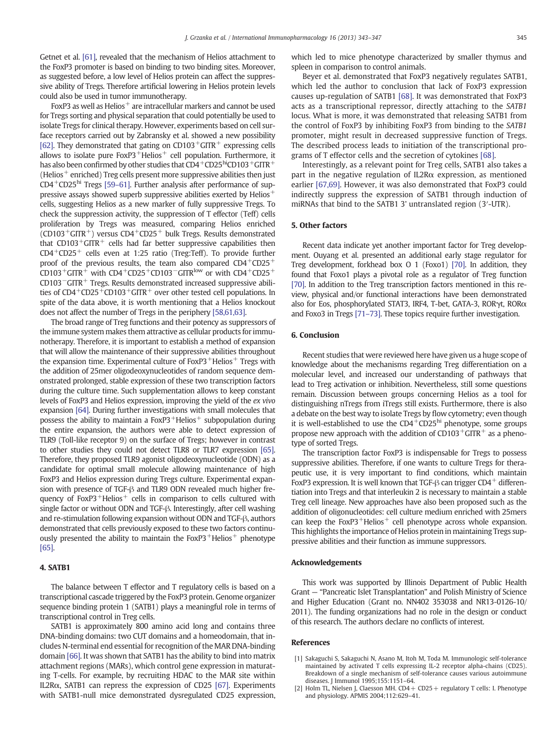Getnet et al. [61], revealed that the mechanism of Helios attachment to the FoxP3 promoter is based on binding to two binding sites. Moreover, as suggested before, a low level of Helios protein can affect the suppressive ability of Tregs. Therefore artificial lowering in Helios protein levels could also be used in tumor immunotherapy.

FoxP3 as well as Helios$^+$ are intracellular markers and cannot be used for Tregs sorting and physical separation that could potentially be used to isolate Tregs for clinical therapy. However, experiments based on cell surface receptors carried out by Zabransky et al. showed a new possibility [62]. They demonstrated that gating on CD103$^+$GITR$^+$ expressing cells allows to isolate pure FoxP3$^+$Helios$^+$ cell population. Furthermore, it has also been confirmed by other studies that CD4$^+$CD25$^{hi}$CD103$^+$GITR$^+$ (Helios$^+$ enriched) Treg cells present more suppressive abilities then just CD4$^+$CD25$^{hi}$ Tregs [59–61]. Further analysis after performance of suppressive assays showed superb suppressive abilities exerted by Helios$^+$ cells, suggesting Helios as a new marker of fully suppressive Tregs. To check the suppression activity, the suppression of T effector (Teff) cells proliferation by Tregs was measured, comparing Helios enriched (CD103$^+$GITR$^+$) versus CD4$^+$CD25$^+$ bulk Tregs. Results demonstrated that CD103$^+$GITR$^+$ cells had far better suppressive capabilities then CD4$^+$CD25$^+$ cells even at 1:25 ratio (Treg:Teff). To provide further proof of the previous results, the team also compared CD4$^+$CD25$^+$CD103$^+$GITR$^+$ with CD4$^+$CD25$^+$CD103$^-$GITR$^{low}$ or with CD4$^+$CD25$^+$CD103$^-$GITR$^+$ Tregs. Results demonstrated increased suppressive abilities of CD4$^+$CD25$^+$CD103$^+$GITR$^+$ over other tested cell populations. In spite of the data above, it is worth mentioning that a Helios knockout does not affect the number of Tregs in the periphery [58,61,63].

The broad range of Treg functions and their potency as suppressors of the immune system makes them attractive as cellular products for immunotherapy. Therefore, it is important to establish a method of expansion that will allow the maintenance of their suppressive abilities throughout the expansion time. Experimental culture of FoxP3$^+$Helios$^+$ Tregs with the addition of 25mer oligodeoxynucleotides of random sequence demonstrated prolonged, stable expression of these two transcription factors during the culture time. Such supplementation allows to keep constant levels of FoxP3 and Helios expression, improving the yield of the *ex vivo* expansion [64]. During further investigations with small molecules that possess the ability to maintain a FoxP3$^+$Helios$^+$ subpopulation during the entire expansion, the authors were able to detect expression of TLR9 (Toll-like receptor 9) on the surface of Tregs; however in contrast to other studies they could not detect TLR8 or TLR7 expression [65]. Therefore, they proposed TLR9 agonist oligodeoxynucleotide (ODN) as a candidate for optimal small molecule allowing maintenance of high FoxP3 and Helios expression during Tregs culture. Experimental expansion with presence of TGF-β and TLR9 ODN revealed much higher frequency of FoxP3$^+$Helios$^+$ cells in comparison to cells cultured with single factor or without ODN and TGF-β. Interestingly, after cell washing and re-stimulation following expansion without ODN and TGF-β, authors demonstrated that cells previously exposed to these two factors continuously presented the ability to maintain the FoxP3$^+$Helios$^+$ phenotype [65].

## 4. SATB1

The balance between T effector and T regulatory cells is based on a transcriptional cascade triggered by the FoxP3 protein. Genome organizer sequence binding protein 1 (SATB1) plays a meaningful role in terms of transcriptional control in Treg cells.

SATB1 is approximately 800 amino acid long and contains three DNA-binding domains: two CUT domains and a homeodomain, that includes N-terminal end essential for recognition of the MAR DNA-binding domain [66]. It was shown that SATB1 has the ability to bind into matrix attachment regions (MARs), which control gene expression in maturating T-cells. For example, by recruiting HDAC to the MAR site within IL2Rα, SATB1 can repress the expression of CD25 [67]. Experiments with SATB1-null mice demonstrated dysregulated CD25 expression, which led to mice phenotype characterized by smaller thymus and spleen in comparison to control animals.

Beyer et al. demonstrated that FoxP3 negatively regulates SATB1, which led the author to conclusion that lack of FoxP3 expression causes up-regulation of SATB1 [68]. It was demonstrated that FoxP3 acts as a transcriptional repressor, directly attaching to the *SATB1* locus. What is more, it was demonstrated that releasing SATB1 from the control of FoxP3 by inhibiting FoxP3 from binding to the *SATB1* promoter, might result in decreased suppressive function of Tregs. The described process leads to initiation of the transcriptional programs of T effector cells and the secretion of cytokines [68].

Interestingly, as a relevant point for Treg cells, SATB1 also takes a part in the negative regulation of IL2Rα expression, as mentioned earlier [67,69]. However, it was also demonstrated that FoxP3 could indirectly suppress the expression of SATB1 through induction of miRNAs that bind to the SATB1 3' untranslated region (3′-UTR).

## 5. Other factors

Recent data indicate yet another important factor for Treg development. Ouyang et al. presented an additional early stage regulator for Treg development, forkhead box O 1 (Foxo1) [70]. In addition, they found that Foxo1 plays a pivotal role as a regulator of Treg function [70]. In addition to the Treg transcription factors mentioned in this review, physical and/or functional interactions have been demonstrated also for Eos, phosphorylated STAT3, IRF4, T-bet, GATA-3, RORγt, RORα and Foxo3 in Tregs [71–73]. These topics require further investigation.

## 6. Conclusion

Recent studies that were reviewed here have given us a huge scope of knowledge about the mechanisms regarding Treg differentiation on a molecular level, and increased our understanding of pathways that lead to Treg activation or inhibition. Nevertheless, still some questions remain. Discussion between groups concerning Helios as a tool for distinguishing nTregs from iTregs still exists. Furthermore, there is also a debate on the best way to isolate Tregs by flow cytometry; even though it is well-established to use the CD4$^+$CD25$^{hi}$ phenotype, some groups propose new approach with the addition of CD103$^+$GITR$^+$ as a phenotype of sorted Tregs.

The transcription factor FoxP3 is indispensable for Tregs to possess suppressive abilities. Therefore, if one wants to culture Tregs for therapeutic use, it is very important to find conditions, which maintain FoxP3 expression. It is well known that TGF-β can trigger CD4$^+$ differentiation into Tregs and that interleukin 2 is necessary to maintain a stable Treg cell lineage. New approaches have also been proposed such as the addition of oligonucleotides: cell culture medium enriched with 25mers can keep the FoxP3$^+$Helios$^+$ cell phenotype across whole expansion. This highlights the importance of Helios protein in maintaining Tregs suppressive abilities and their function as immune suppressors.

## Acknowledgements

This work was supported by Illinois Department of Public Health Grant — "Pancreatic Islet Transplantation" and Polish Ministry of Science and Higher Education (Grant no. NN402 353038 and NR13-0126-10/2011). The funding organizations had no role in the design or conduct of this research. The authors declare no conflicts of interest.

## References

[1] Sakaguchi S, Sakaguchi N, Asano M, Itoh M, Toda M. Immunologic self-tolerance maintained by activated T cells expressing IL-2 receptor alpha-chains (CD25). Breakdown of a single mechanism of self-tolerance causes various autoimmune diseases. J Immunol 1995;155:1151–64.

[2] Holm TL, Nielsen J, Claesson MH. CD4+ CD25+ regulatory T cells: I. Phenotype and physiology. APMIS 2004;112:629–41.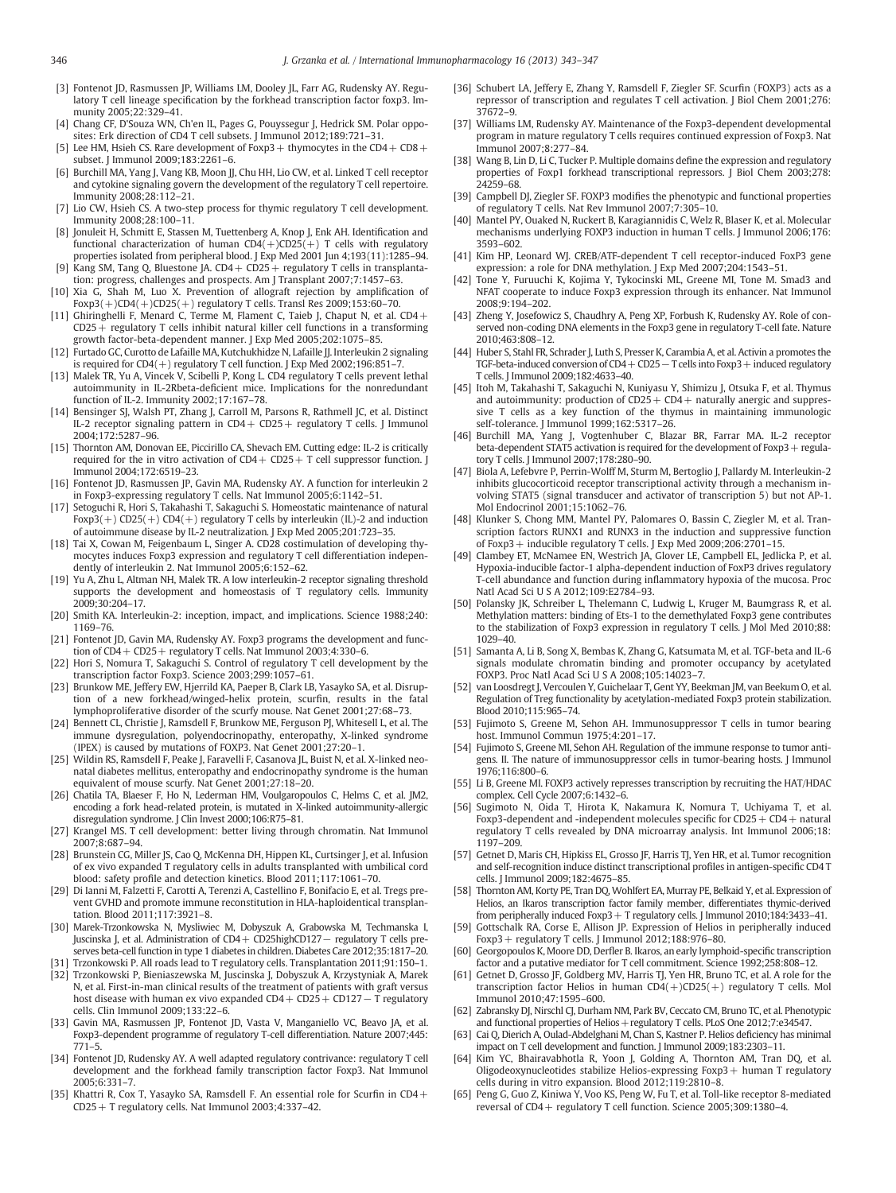[3] Fontenot JD, Rasmussen JP, Williams LM, Dooley JL, Farr AG, Rudensky AY. Regulatory T cell lineage specification by the forkhead transcription factor foxp3. Immunity 2005;22:329–41.

[4] Chang CF, D'Souza WN, Ch'en IL, Pages G, Pouyssegur J, Hedrick SM. Polar opposites: Erk direction of CD4 T cell subsets. J Immunol 2012;189:721–31.

[5] Lee HM, Hsieh CS. Rare development of Foxp3+ thymocytes in the CD4+ CD8+ subset. J Immunol 2009;183:2261–6.

[6] Burchill MA, Yang J, Vang KB, Moon JJ, Chu HH, Lio CW, et al. Linked T cell receptor and cytokine signaling govern the development of the regulatory T cell repertoire. Immunity 2008;28:112–21.

[7] Lio CW, Hsieh CS. A two-step process for thymic regulatory T cell development. Immunity 2008;28:100–11.

[8] Jonuleit H, Schmitt E, Stassen M, Tuettenberg A, Knop J, Enk AH. Identification and functional characterization of human CD4(+)CD25(+) T cells with regulatory properties isolated from peripheral blood. J Exp Med 2001 Jun 4;193(11):1285–94.

[9] Kang SM, Tang Q, Bluestone JA. CD4+ CD25+ regulatory T cells in transplantation: progress, challenges and prospects. Am J Transplant 2007;7:1457–63.

[10] Xia G, Shah M, Luo X. Prevention of allograft rejection by amplification of Foxp3(+)CD4(+)CD25(+) regulatory T cells. Transl Res 2009;153:60–70.

[11] Ghiringhelli F, Menard C, Terme M, Flament C, Taieb J, Chaput N, et al. CD4+ CD25+ regulatory T cells inhibit natural killer cell functions in a transforming growth factor-beta-dependent manner. J Exp Med 2005;202:1075–85.

[12] Furtado GC, Curotto de Lafaille MA, Kutchukhidze N, Lafaille JJ. Interleukin 2 signaling is required for CD4(+) regulatory T cell function. J Exp Med 2002;196:851–7.

[13] Malek TR, Yu A, Vincek V, Scibelli P, Kong L. CD4 regulatory T cells prevent lethal autoimmunity in IL-2Rbeta-deficient mice. Implications for the nonredundant function of IL-2. Immunity 2002;17:167–78.

[14] Bensinger SJ, Walsh PT, Zhang J, Carroll M, Parsons R, Rathmell JC, et al. Distinct IL-2 receptor signaling pattern in CD4+ CD25+ regulatory T cells. J Immunol 2004;172:5287–96.

[15] Thornton AM, Donovan EE, Piccirillo CA, Shevach EM. Cutting edge: IL-2 is critically required for the in vitro activation of CD4+ CD25+ T cell suppressor function. J Immunol 2004;172:6519–23.

[16] Fontenot JD, Rasmussen JP, Gavin MA, Rudensky AY. A function for interleukin 2 in Foxp3-expressing regulatory T cells. Nat Immunol 2005;6:1142–51.

[17] Setoguchi R, Hori S, Takahashi T, Sakaguchi S. Homeostatic maintenance of natural Foxp3(+) CD25(+) CD4(+) regulatory T cells by interleukin (IL)-2 and induction of autoimmune disease by IL-2 neutralization. J Exp Med 2005;201:723–35.

[18] Tai X, Cowan M, Feigenbaum L, Singer A. CD28 costimulation of developing thymocytes induces Foxp3 expression and regulatory T cell differentiation independently of interleukin 2. Nat Immunol 2005;6:152–62.

[19] Yu A, Zhu L, Altman NH, Malek TR. A low interleukin-2 receptor signaling threshold supports the development and homeostasis of T regulatory cells. Immunity 2009;30:204–17.

[20] Smith KA. Interleukin-2: inception, impact, and implications. Science 1988;240:1169–76.

[21] Fontenot JD, Gavin MA, Rudensky AY. Foxp3 programs the development and function of CD4+ CD25+ regulatory T cells. Nat Immunol 2003;4:330–6.

[22] Hori S, Nomura T, Sakaguchi S. Control of regulatory T cell development by the transcription factor Foxp3. Science 2003;299:1057–61.

[23] Brunkow ME, Jeffery EW, Hjerrild KA, Paeper B, Clark LB, Yasayko SA, et al. Disruption of a new forkhead/winged-helix protein, scurfin, results in the fatal lymphoproliferative disorder of the scurfy mouse. Nat Genet 2001;27:68–73.

[24] Bennett CL, Christie J, Ramsdell F, Brunkow ME, Ferguson PJ, Whitesell L, et al. The immune dysregulation, polyendocrinopathy, enteropathy, X-linked syndrome (IPEX) is caused by mutations of FOXP3. Nat Genet 2001;27:20–1.

[25] Wildin RS, Ramsdell F, Peake J, Faravelli F, Casanova JL, Buist N, et al. X-linked neonatal diabetes mellitus, enteropathy and endocrinopathy syndrome is the human equivalent of mouse scurfy. Nat Genet 2001;27:18–20.

[26] Chatila TA, Blaeser F, Ho N, Lederman HM, Voulgaropoulos C, Helms C, et al. JM2, encoding a fork head-related protein, is mutated in X-linked autoimmunity-allergic disregulation syndrome. J Clin Invest 2000;106:R75–81.

[27] Krangel MS. T cell development: better living through chromatin. Nat Immunol 2007;8:687–94.

[28] Brunstein CG, Miller JS, Cao Q, McKenna DH, Hippen KL, Curtsinger J, et al. Infusion of ex vivo expanded T regulatory cells in adults transplanted with umbilical cord blood: safety profile and detection kinetics. Blood 2011;117:1061–70.

[29] Di Ianni M, Falzetti F, Carotti A, Terenzi A, Castellino F, Bonifacio E, et al. Tregs prevent GVHD and promote immune reconstitution in HLA-haploidentical transplantation. Blood 2011;117:3921–8.

[30] Marek-Trzonkowska N, Mysliwiec M, Dobyszuk A, Grabowska M, Techmanska I, Juscinska J, et al. Administration of CD4+ CD25highCD127− regulatory T cells preserves beta-cell function in type 1 diabetes in children. Diabetes Care 2012;35:1817–20.

[31] Trzonkowski P. All roads lead to T regulatory cells. Transplantation 2011;91:150–1.

[32] Trzonkowski P, Bieniaszewska M, Juscinska J, Dobyszuk A, Krzystyniak A, Marek N, et al. First-in-man clinical results of the treatment of patients with graft versus host disease with human ex vivo expanded CD4+ CD25+ CD127− T regulatory cells. Clin Immunol 2009;133:22–6.

[33] Gavin MA, Rasmussen JP, Fontenot JD, Vasta V, Manganiello VC, Beavo JA, et al. Foxp3-dependent programme of regulatory T-cell differentiation. Nature 2007;445:771–5.

[34] Fontenot JD, Rudensky AY. A well adapted regulatory contrivance: regulatory T cell development and the forkhead family transcription factor Foxp3. Nat Immunol 2005;6:331–7.

[35] Khattri R, Cox T, Yasayko SA, Ramsdell F. An essential role for Scurfin in CD4+ CD25+ T regulatory cells. Nat Immunol 2003;4:337–42.

[36] Schubert LA, Jeffery E, Zhang Y, Ramsdell F, Ziegler SF. Scurfin (FOXP3) acts as a repressor of transcription and regulates T cell activation. J Biol Chem 2001;276:37672–9.

[37] Williams LM, Rudensky AY. Maintenance of the Foxp3-dependent developmental program in mature regulatory T cells requires continued expression of Foxp3. Nat Immunol 2007;8:277–84.

[38] Wang B, Lin D, Li C, Tucker P. Multiple domains define the expression and regulatory properties of Foxp1 forkhead transcriptional repressors. J Biol Chem 2003;278:24259–68.

[39] Campbell DJ, Ziegler SF. FOXP3 modifies the phenotypic and functional properties of regulatory T cells. Nat Rev Immunol 2007;7:305–10.

[40] Mantel PY, Ouaked N, Ruckert B, Karagiannidis C, Welz R, Blaser K, et al. Molecular mechanisms underlying FOXP3 induction in human T cells. J Immunol 2006;176:3593–602.

[41] Kim HP, Leonard WJ. CREB/ATF-dependent T cell receptor-induced FoxP3 gene expression: a role for DNA methylation. J Exp Med 2007;204:1543–51.

[42] Tone Y, Furuuchi K, Kojima Y, Tykocinski ML, Greene MI, Tone M. Smad3 and NFAT cooperate to induce Foxp3 expression through its enhancer. Nat Immunol 2008;9:194–202.

[43] Zheng Y, Josefowicz S, Chaudhry A, Peng XP, Forbush K, Rudensky AY. Role of conserved non-coding DNA elements in the Foxp3 gene in regulatory T-cell fate. Nature 2010;463:808–12.

[44] Huber S, Stahl FR, Schrader J, Luth S, Presser K, Carambia A, et al. Activin a promotes the TGF-beta-induced conversion of CD4+ CD25− T cells into Foxp3+ induced regulatory T cells. J Immunol 2009;182:4633–40.

[45] Itoh M, Takahashi T, Sakaguchi N, Kuniyasu Y, Shimizu J, Otsuka F, et al. Thymus and autoimmunity: production of CD25+ CD4+ naturally anergic and suppressive T cells as a key function of the thymus in maintaining immunologic self-tolerance. J Immunol 1999;162:5317–26.

[46] Burchill MA, Yang J, Vogtenhuber C, Blazar BR, Farrar MA. IL-2 receptor beta-dependent STAT5 activation is required for the development of Foxp3+ regulatory T cells. J Immunol 2007;178:280–90.

[47] Biola A, Lefebvre P, Perrin-Wolff M, Sturm M, Bertoglio J, Pallardy M. Interleukin-2 inhibits glucocorticoid receptor transcriptional activity through a mechanism involving STAT5 (signal transducer and activator of transcription 5) but not AP-1. Mol Endocrinol 2001;15:1062–76.

[48] Klunker S, Chong MM, Mantel PY, Palomares O, Bassin C, Ziegler M, et al. Transcription factors RUNX1 and RUNX3 in the induction and suppressive function of Foxp3+ inducible regulatory T cells. J Exp Med 2009;206:2701–15.

[49] Clambey ET, McNamee EN, Westrich JA, Glover LE, Campbell EL, Jedlicka P, et al. Hypoxia-inducible factor-1 alpha-dependent induction of FoxP3 drives regulatory T-cell abundance and function during inflammatory hypoxia of the mucosa. Proc Natl Acad Sci U S A 2012;109:E2784–93.

[50] Polansky JK, Schreiber L, Thelemann C, Ludwig L, Kruger M, Baumgrass R, et al. Methylation matters: binding of Ets-1 to the demethylated Foxp3 gene contributes to the stabilization of Foxp3 expression in regulatory T cells. J Mol Med 2010;88:1029–40.

[51] Samanta A, Li B, Song X, Bembas K, Zhang G, Katsumata M, et al. TGF-beta and IL-6 signals modulate chromatin binding and promoter occupancy by acetylated FOXP3. Proc Natl Acad Sci U S A 2008;105:14023–7.

[52] van Loosdregt J, Vercoulen Y, Guichelaar T, Gent YY, Beekman JM, van Beekum O, et al. Regulation of Treg functionality by acetylation-mediated Foxp3 protein stabilization. Blood 2010;115:965–74.

[53] Fujimoto S, Greene M, Sehon AH. Immunosuppressor T cells in tumor bearing host. Immunol Commun 1975;4:201–17.

[54] Fujimoto S, Greene MI, Sehon AH. Regulation of the immune response to tumor antigens. II. The nature of immunosuppressor cells in tumor-bearing hosts. J Immunol 1976;116:800–6.

[55] Li B, Greene MI. FOXP3 actively represses transcription by recruiting the HAT/HDAC complex. Cell Cycle 2007;6:1432–6.

[56] Sugimoto N, Oida T, Hirota K, Nakamura K, Nomura T, Uchiyama T, et al. Foxp3-dependent and -independent molecules specific for CD25+ CD4+ natural regulatory T cells revealed by DNA microarray analysis. Int Immunol 2006;18:1197–209.

[57] Getnet D, Maris CH, Hipkiss EL, Grosso JF, Harris TJ, Yen HR, et al. Tumor recognition and self-recognition induce distinct transcriptional profiles in antigen-specific CD4 T cells. J Immunol 2009;182:4675–85.

[58] Thornton AM, Korty PE, Tran DQ, Wohlfert EA, Murray PE, Belkaid Y, et al. Expression of Helios, an Ikaros transcription factor family member, differentiates thymic-derived from peripherally induced Foxp3+ T regulatory cells. J Immunol 2010;184:3433–41.

[59] Gottschalk RA, Corse E, Allison JP. Expression of Helios in peripherally induced Foxp3+ regulatory T cells. J Immunol 2012;188:976–80.

[60] Georgopoulos K, Moore DD, Derfler B. Ikaros, an early lymphoid-specific transcription factor and a putative mediator for T cell commitment. Science 1992;258:808–12.

[61] Getnet D, Grosso JF, Goldberg MV, Harris TJ, Yen HR, Bruno TC, et al. A role for the transcription factor Helios in human CD4(+)CD25(+) regulatory T cells. Mol Immunol 2010;47:1595–600.

[62] Zabransky DJ, Nirschl CJ, Durham NM, Park BV, Ceccato CM, Bruno TC, et al. Phenotypic and functional properties of Helios+ regulatory T cells. PLoS One 2012;7:e34547.

[63] Cai Q, Dierich A, Oulad-Abdelghani M, Chan S, Kastner P. Helios deficiency has minimal impact on T cell development and function. J Immunol 2009;183:2303–11.

[64] Kim YC, Bhairavabhotla R, Yoon J, Golding A, Thornton AM, Tran DQ, et al. Oligodeoxynucleotides stabilize Helios-expressing Foxp3+ human T regulatory cells during in vitro expansion. Blood 2012;119:2810–8.

[65] Peng G, Guo Z, Kiniwa Y, Voo KS, Peng W, Fu T, et al. Toll-like receptor 8-mediated reversal of CD4+ regulatory T cell function. Science 2005;309:1380–4.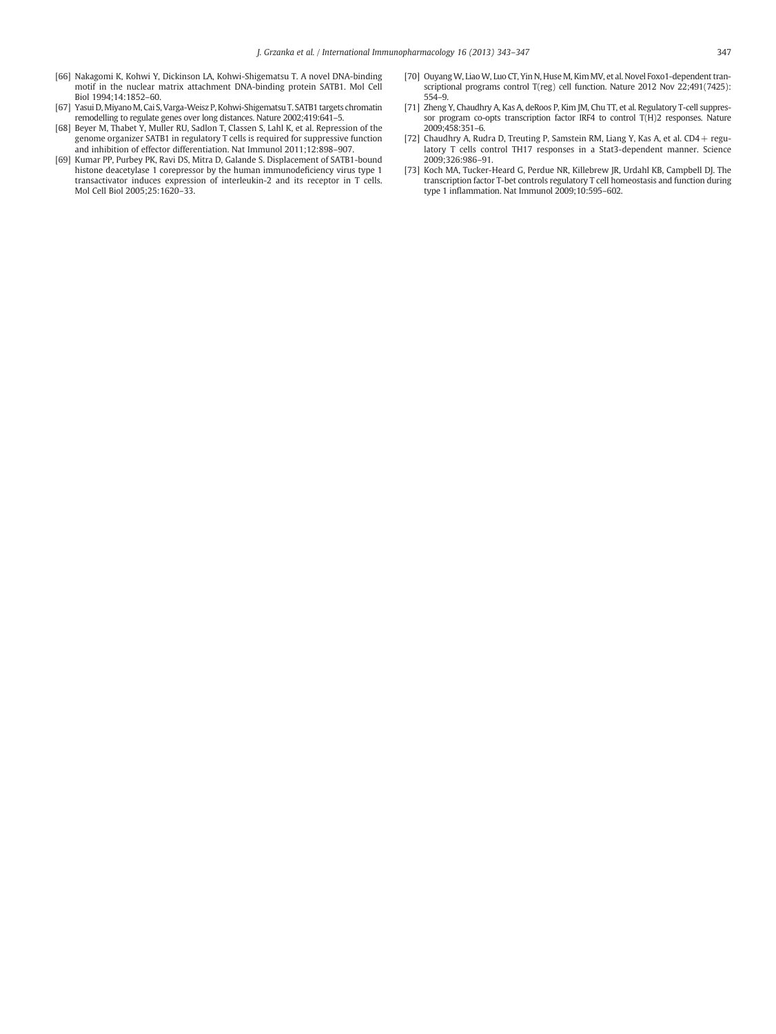[66] Nakagomi K, Kohwi Y, Dickinson LA, Kohwi-Shigematsu T. A novel DNA-binding motif in the nuclear matrix attachment DNA-binding protein SATB1. Mol Cell Biol 1994;14:1852–60.

[67] Yasui D, Miyano M, Cai S, Varga-Weisz P, Kohwi-Shigematsu T. SATB1 targets chromatin remodelling to regulate genes over long distances. Nature 2002;419:641–5.

[68] Beyer M, Thabet Y, Muller RU, Sadlon T, Classen S, Lahl K, et al. Repression of the genome organizer SATB1 in regulatory T cells is required for suppressive function and inhibition of effector differentiation. Nat Immunol 2011;12:898–907.

[69] Kumar PP, Purbey PK, Ravi DS, Mitra D, Galande S. Displacement of SATB1-bound histone deacetylase 1 corepressor by the human immunodeficiency virus type 1 transactivator induces expression of interleukin-2 and its receptor in T cells. Mol Cell Biol 2005;25:1620–33.

[70] Ouyang W, Liao W, Luo CT, Yin N, Huse M, Kim MV, et al. Novel Foxo1-dependent transcriptional programs control T(reg) cell function. Nature 2012 Nov 22;491(7425): 554–9.

[71] Zheng Y, Chaudhry A, Kas A, deRoos P, Kim JM, Chu TT, et al. Regulatory T-cell suppressor program co-opts transcription factor IRF4 to control T(H)2 responses. Nature 2009;458:351–6.

[72] Chaudhry A, Rudra D, Treuting P, Samstein RM, Liang Y, Kas A, et al. CD4+ regulatory T cells control TH17 responses in a Stat3-dependent manner. Science 2009;326:986–91.

[73] Koch MA, Tucker-Heard G, Perdue NR, Killebrew JR, Urdahl KB, Campbell DJ. The transcription factor T-bet controls regulatory T cell homeostasis and function during type 1 inflammation. Nat Immunol 2009;10:595–602.